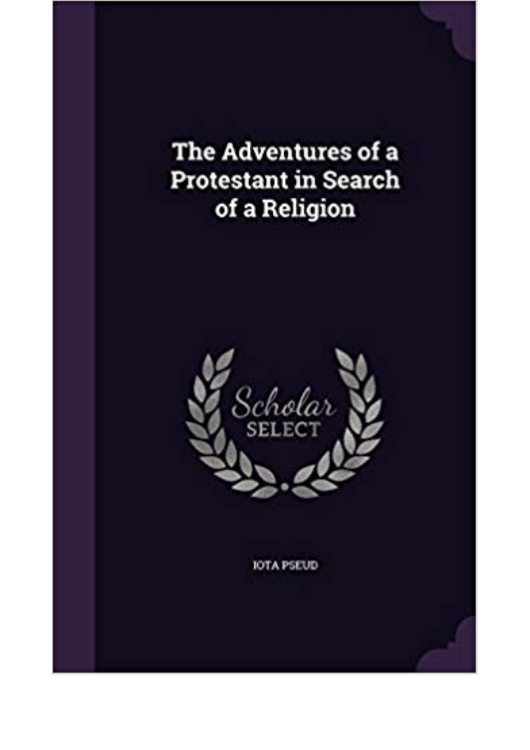# The Adventures of a Protestant in Search of a Religion

Scholar SELECT

IOTA PSEUD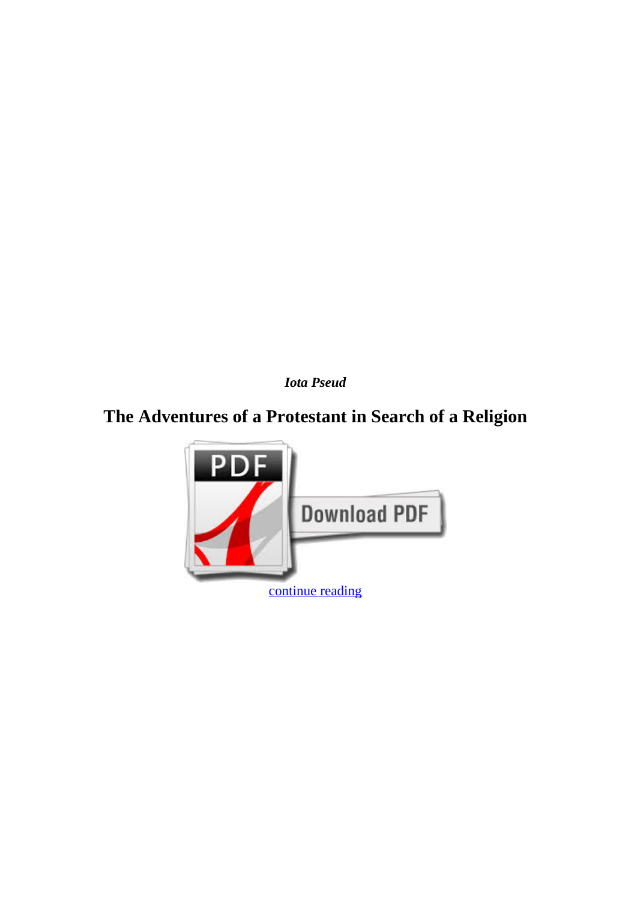***Iota Pseud***

## The Adventures of a Protestant in Search of a Religion

continue reading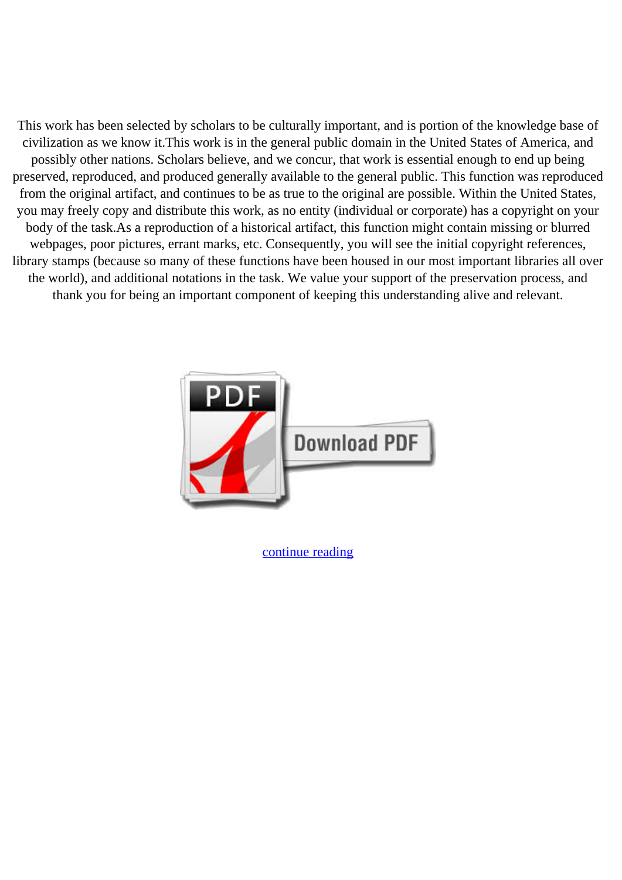This work has been selected by scholars to be culturally important, and is portion of the knowledge base of civilization as we know it.This work is in the general public domain in the United States of America, and possibly other nations. Scholars believe, and we concur, that work is essential enough to end up being preserved, reproduced, and produced generally available to the general public. This function was reproduced from the original artifact, and continues to be as true to the original are possible. Within the United States, you may freely copy and distribute this work, as no entity (individual or corporate) has a copyright on your body of the task.As a reproduction of a historical artifact, this function might contain missing or blurred webpages, poor pictures, errant marks, etc. Consequently, you will see the initial copyright references, library stamps (because so many of these functions have been housed in our most important libraries all over the world), and additional notations in the task. We value your support of the preservation process, and thank you for being an important component of keeping this understanding alive and relevant.

PDF Download PDF

continue reading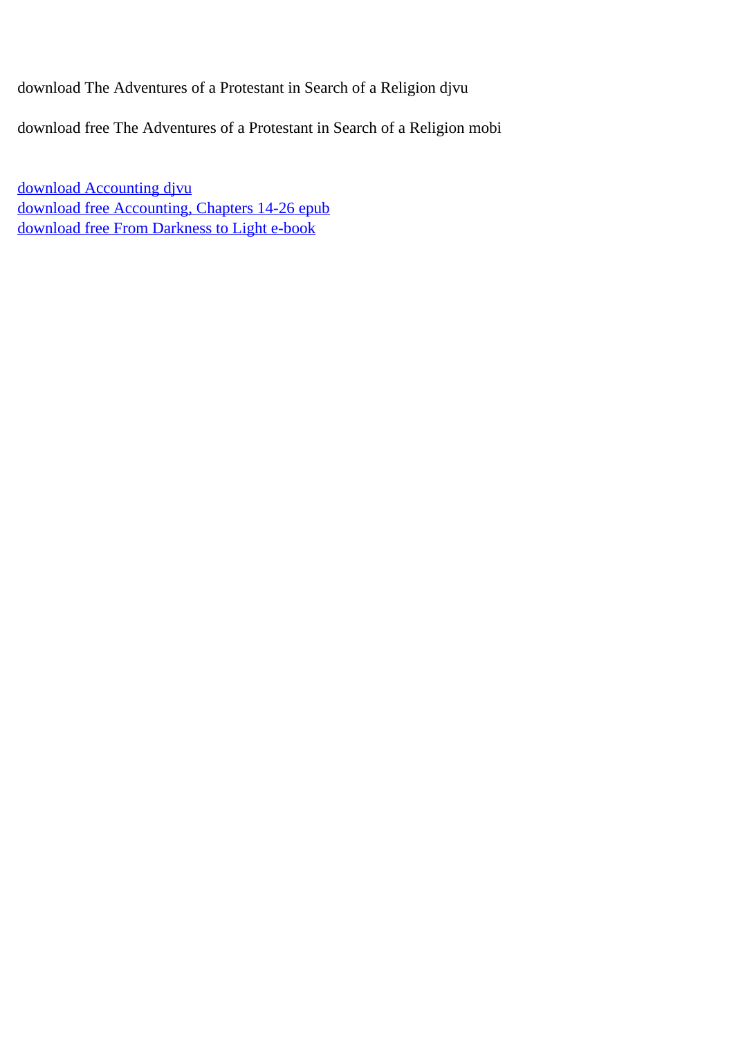download The Adventures of a Protestant in Search of a Religion djvu

download free The Adventures of a Protestant in Search of a Religion mobi

download Accounting djvu
download free Accounting, Chapters 14-26 epub
download free From Darkness to Light e-book